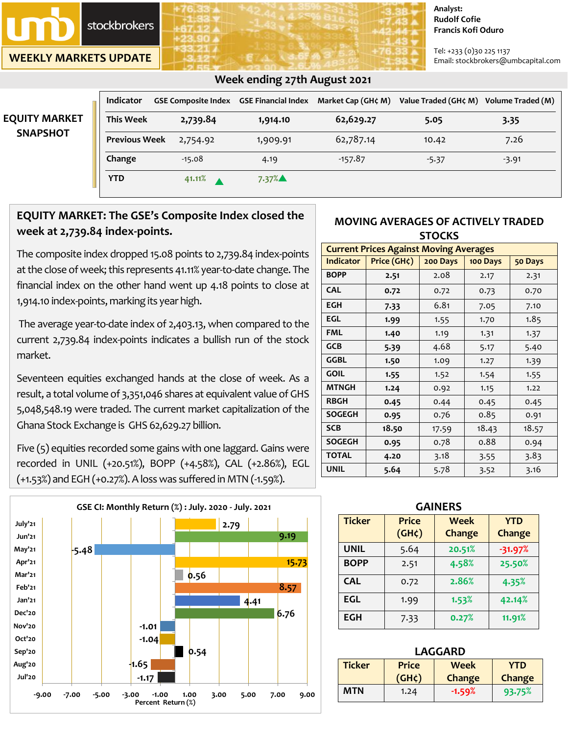umb stockbrokers

**WEEKLY MARKETS UPDATE**

Analyst:
Rudolf Cofie
Francis Kofi Oduro

Tel: +233 (0)30 225 1137
Email: stockbrokers@umbcapital.com

## Week ending 27th August 2021

### EQUITY MARKET SNAPSHOT

| Indicator | GSE Composite Index | GSE Financial Index | Market Cap (GH¢ M) | Value Traded (GH¢ M) | Volume Traded (M) |
|---|---|---|---|---|---|
| This Week | 2,739.84 | 1,914.10 | 62,629.27 | 5.05 | 3.35 |
| Previous Week | 2,754.92 | 1,909.91 | 62,787.14 | 10.42 | 7.26 |
| Change | -15.08 | 4.19 | -157.87 | -5.37 | -3.91 |
| YTD | 41.11% ▲ | 7.37% ▲ | | | |

### EQUITY MARKET: The GSE's Composite Index closed the week at 2,739.84 index-points.

The composite index dropped 15.08 points to 2,739.84 index-points at the close of week; this represents 41.11% year-to-date change. The financial index on the other hand went up 4.18 points to close at 1,914.10 index-points, marking its year high.

The average year-to-date index of 2,403.13, when compared to the current 2,739.84 index-points indicates a bullish run of the stock market.

Seventeen equities exchanged hands at the close of week. As a result, a total volume of 3,351,046 shares at equivalent value of GHS 5,048,548.19 were traded. The current market capitalization of the Ghana Stock Exchange is GHS 62,629.27 billion.

Five (5) equities recorded some gains with one laggard. Gains were recorded in UNIL (+20.51%), BOPP (+4.58%), CAL (+2.86%), EGL (+1.53%) and EGH (+0.27%). A loss was suffered in MTN (-1.59%).

### MOVING AVERAGES OF ACTIVELY TRADED STOCKS

| Current Prices Against Moving Averages | | | | |
|---|---|---|---|---|
| Indicator | Price (GH¢) | 200 Days | 100 Days | 50 Days |
| BOPP | 2.51 | 2.08 | 2.17 | 2.31 |
| CAL | 0.72 | 0.72 | 0.73 | 0.70 |
| EGH | 7.33 | 6.81 | 7.05 | 7.10 |
| EGL | 1.99 | 1.55 | 1.70 | 1.85 |
| FML | 1.40 | 1.19 | 1.31 | 1.37 |
| GCB | 5.39 | 4.68 | 5.17 | 5.40 |
| GGBL | 1.50 | 1.09 | 1.27 | 1.39 |
| GOIL | 1.55 | 1.52 | 1.54 | 1.55 |
| MTNGH | 1.24 | 0.92 | 1.15 | 1.22 |
| RBGH | 0.45 | 0.44 | 0.45 | 0.45 |
| SOGEGH | 0.95 | 0.76 | 0.85 | 0.91 |
| SCB | 18.50 | 17.59 | 18.43 | 18.57 |
| SOGEGH | 0.95 | 0.78 | 0.88 | 0.94 |
| TOTAL | 4.20 | 3.18 | 3.55 | 3.83 |
| UNIL | 5.64 | 5.78 | 3.52 | 3.16 |

GSE CI: Monthly Return (%) : July. 2020 - July. 2021

July'21 2.79
Jun'21 9.19
May'21 -5.48
Apr'21 15.73
Mar'21 0.56
Feb'21 8.57
Jan'21 4.41
Dec'20 6.76
Nov'20 -1.01
Oct'20 -1.04
Sep'20 0.54
Aug'20 -1.65
Jul'20 -1.17

-9.00 -7.00 -5.00 -3.00 -1.00 1.00 3.00 5.00 7.00 9.00
Percent Return (%)

### GAINERS

| Ticker | Price (GH¢) | Week Change | YTD Change |
|---|---|---|---|
| UNIL | 5.64 | 20.51% | -31.97% |
| BOPP | 2.51 | 4.58% | 25.50% |
| CAL | 0.72 | 2.86% | 4.35% |
| EGL | 1.99 | 1.53% | 42.14% |
| EGH | 7.33 | 0.27% | 11.91% |

### LAGGARD

| Ticker | Price (GH¢) | Week Change | YTD Change |
|---|---|---|---|
| MTN | 1.24 | -1.59% | 93.75% |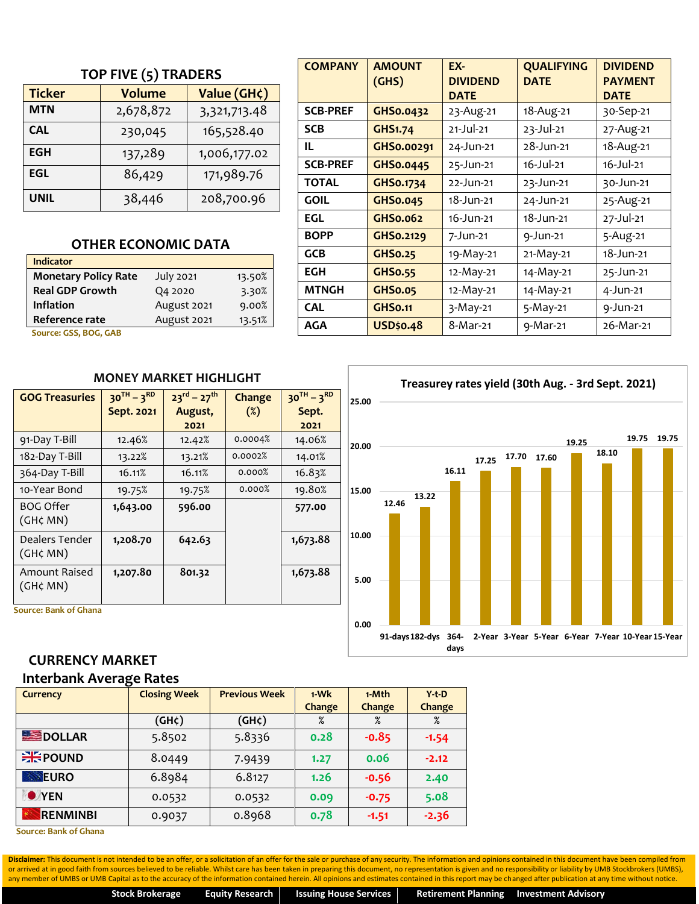## TOP FIVE (5) TRADERS

| Ticker | Volume | Value (GH¢) |
|---|---|---|
| MTN | 2,678,872 | 3,321,713.48 |
| CAL | 230,045 | 165,528.40 |
| EGH | 137,289 | 1,006,177.02 |
| EGL | 86,429 | 171,989.76 |
| UNIL | 38,446 | 208,700.96 |

| COMPANY | AMOUNT (GHS) | EX-DIVIDEND DATE | QUALIFYING DATE | DIVIDEND PAYMENT DATE |
|---|---|---|---|---|
| SCB-PREF | GHS0.0432 | 23-Aug-21 | 18-Aug-21 | 30-Sep-21 |
| SCB | GHS1.74 | 21-Jul-21 | 23-Jul-21 | 27-Aug-21 |
| IL | GHS0.00291 | 24-Jun-21 | 28-Jun-21 | 18-Aug-21 |
| SCB-PREF | GHS0.0445 | 25-Jun-21 | 16-Jul-21 | 16-Jul-21 |
| TOTAL | GHS0.1734 | 22-Jun-21 | 23-Jun-21 | 30-Jun-21 |
| GOIL | GHS0.045 | 18-Jun-21 | 24-Jun-21 | 25-Aug-21 |
| EGL | GHS0.062 | 16-Jun-21 | 18-Jun-21 | 27-Jul-21 |
| BOPP | GHS0.2129 | 7-Jun-21 | 9-Jun-21 | 5-Aug-21 |
| GCB | GHS0.25 | 19-May-21 | 21-May-21 | 18-Jun-21 |
| EGH | GHS0.55 | 12-May-21 | 14-May-21 | 25-Jun-21 |
| MTNGH | GHS0.05 | 12-May-21 | 14-May-21 | 4-Jun-21 |
| CAL | GHS0.11 | 3-May-21 | 5-May-21 | 9-Jun-21 |
| AGA | USD$0.48 | 8-Mar-21 | 9-Mar-21 | 26-Mar-21 |

## OTHER ECONOMIC DATA

| Indicator | | |
|---|---|---|
| Monetary Policy Rate | July 2021 | 13.50% |
| Real GDP Growth | Q4 2020 | 3.30% |
| Inflation | August 2021 | 9.00% |
| Reference rate | August 2021 | 13.51% |

Source: GSS, BOG, GAB

## MONEY MARKET HIGHLIGHT

| GOG Treasuries | 30TH – 3RD Sept. 2021 | 23rd – 27th August, 2021 | Change (%) | 30TH – 3RD Sept. 2021 |
|---|---|---|---|---|
| 91-Day T-Bill | 12.46% | 12.42% | 0.0004% | 14.06% |
| 182-Day T-Bill | 13.22% | 13.21% | 0.0002% | 14.01% |
| 364-Day T-Bill | 16.11% | 16.11% | 0.000% | 16.83% |
| 10-Year Bond | 19.75% | 19.75% | 0.000% | 19.80% |
| BOG Offer (GH¢ MN) | 1,643.00 | 596.00 | | 577.00 |
| Dealers Tender (GH¢ MN) | 1,208.70 | 642.63 | | 1,673.88 |
| Amount Raised (GH¢ MN) | 1,207.80 | 801.32 | | 1,673.88 |

Source: Bank of Ghana

Treasurey rates yield (30th Aug. - 3rd Sept. 2021)

25.00
20.00
15.00
10.00
5.00
0.00

12.46
13.22
16.11
17.25
17.70
17.60
19.25
18.10
19.75
19.75

91-days 182-dys 364-days 2-Year 3-Year 5-Year 6-Year 7-Year 10-Year 15-Year

## CURRENCY MARKET

### Interbank Average Rates

| Currency | Closing Week | Previous Week | 1-Wk Change | 1-Mth Change | Y-t-D Change |
|---|---|---|---|---|---|
| | (GH¢) | (GH¢) | % | % | % |
| DOLLAR | 5.8502 | 5.8336 | 0.28 | -0.85 | -1.54 |
| POUND | 8.0449 | 7.9439 | 1.27 | 0.06 | -2.12 |
| EURO | 6.8984 | 6.8127 | 1.26 | -0.56 | 2.40 |
| YEN | 0.0532 | 0.0532 | 0.09 | -0.75 | 5.08 |
| RENMINBI | 0.9037 | 0.8968 | 0.78 | -1.51 | -2.36 |

Source: Bank of Ghana

**Disclaimer:** This document is not intended to be an offer, or a solicitation of an offer for the sale or purchase of any security. The information and opinions contained in this document have been compiled from or arrived at in good faith from sources believed to be reliable. Whilst care has been taken in preparing this document, no representation is given and no responsibility or liability by UMB Stockbrokers (UMBS), any member of UMBS or UMB Capital as to the accuracy of the information contained herein. All opinions and estimates contained in this report may be changed after publication at any time without notice.

Stock Brokerage | Equity Research | Issuing House Services | Retirement Planning | Investment Advisory